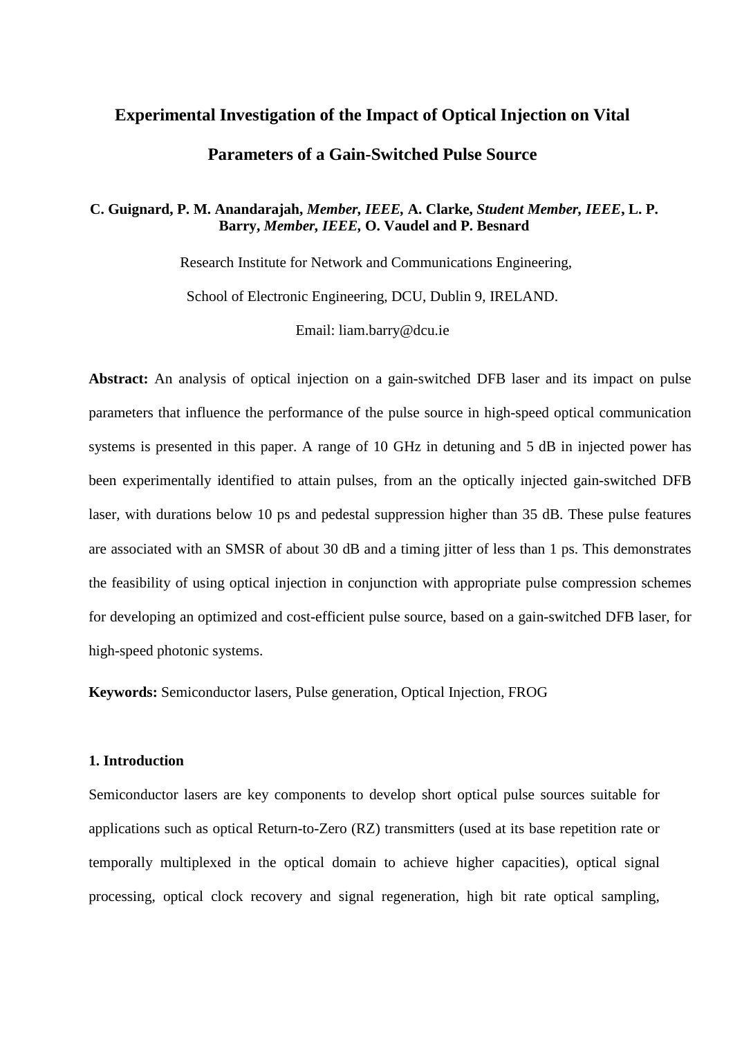# Experimental Investigation of the Impact of Optical Injection on Vital Parameters of a Gain-Switched Pulse Source

**C. Guignard, P. M. Anandarajah, *Member, IEEE,* A. Clarke, *Student Member, IEEE*, L. P. Barry, *Member, IEEE,* O. Vaudel and P. Besnard**

Research Institute for Network and Communications Engineering,

School of Electronic Engineering, DCU, Dublin 9, IRELAND.

Email: liam.barry@dcu.ie

**Abstract:** An analysis of optical injection on a gain-switched DFB laser and its impact on pulse parameters that influence the performance of the pulse source in high-speed optical communication systems is presented in this paper. A range of 10 GHz in detuning and 5 dB in injected power has been experimentally identified to attain pulses, from an the optically injected gain-switched DFB laser, with durations below 10 ps and pedestal suppression higher than 35 dB. These pulse features are associated with an SMSR of about 30 dB and a timing jitter of less than 1 ps. This demonstrates the feasibility of using optical injection in conjunction with appropriate pulse compression schemes for developing an optimized and cost-efficient pulse source, based on a gain-switched DFB laser, for high-speed photonic systems.

**Keywords:** Semiconductor lasers, Pulse generation, Optical Injection, FROG

## 1. Introduction

Semiconductor lasers are key components to develop short optical pulse sources suitable for applications such as optical Return-to-Zero (RZ) transmitters (used at its base repetition rate or temporally multiplexed in the optical domain to achieve higher capacities), optical signal processing, optical clock recovery and signal regeneration, high bit rate optical sampling,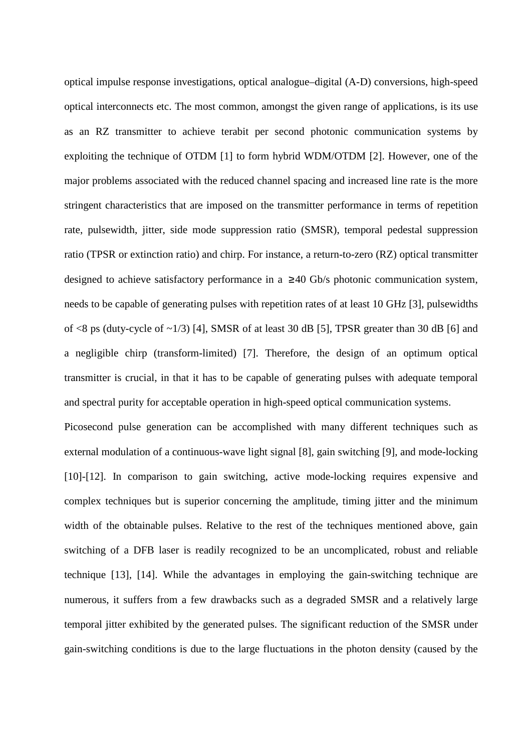optical impulse response investigations, optical analogue–digital (A-D) conversions, high-speed optical interconnects etc. The most common, amongst the given range of applications, is its use as an RZ transmitter to achieve terabit per second photonic communication systems by exploiting the technique of OTDM [1] to form hybrid WDM/OTDM [2]. However, one of the major problems associated with the reduced channel spacing and increased line rate is the more stringent characteristics that are imposed on the transmitter performance in terms of repetition rate, pulsewidth, jitter, side mode suppression ratio (SMSR), temporal pedestal suppression ratio (TPSR or extinction ratio) and chirp. For instance, a return-to-zero (RZ) optical transmitter designed to achieve satisfactory performance in a ≥40 Gb/s photonic communication system, needs to be capable of generating pulses with repetition rates of at least 10 GHz [3], pulsewidths of <8 ps (duty-cycle of ~1/3) [4], SMSR of at least 30 dB [5], TPSR greater than 30 dB [6] and a negligible chirp (transform-limited) [7]. Therefore, the design of an optimum optical transmitter is crucial, in that it has to be capable of generating pulses with adequate temporal and spectral purity for acceptable operation in high-speed optical communication systems.

Picosecond pulse generation can be accomplished with many different techniques such as external modulation of a continuous-wave light signal [8], gain switching [9], and mode-locking [10]-[12]. In comparison to gain switching, active mode-locking requires expensive and complex techniques but is superior concerning the amplitude, timing jitter and the minimum width of the obtainable pulses. Relative to the rest of the techniques mentioned above, gain switching of a DFB laser is readily recognized to be an uncomplicated, robust and reliable technique [13], [14]. While the advantages in employing the gain-switching technique are numerous, it suffers from a few drawbacks such as a degraded SMSR and a relatively large temporal jitter exhibited by the generated pulses. The significant reduction of the SMSR under gain-switching conditions is due to the large fluctuations in the photon density (caused by the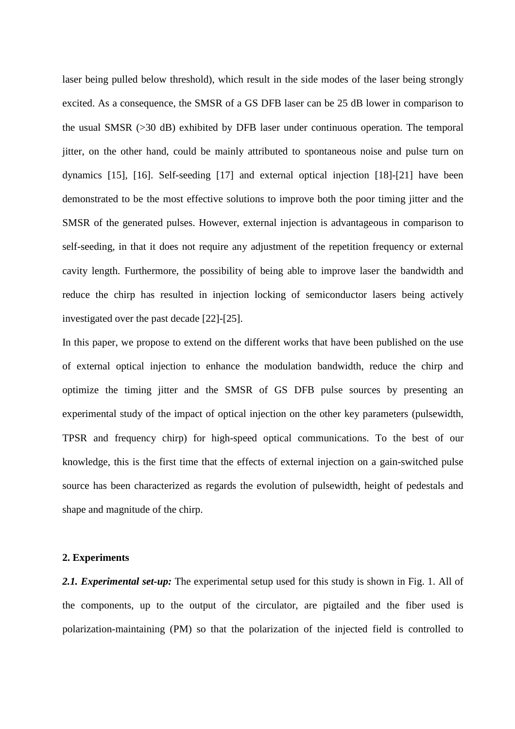laser being pulled below threshold), which result in the side modes of the laser being strongly excited. As a consequence, the SMSR of a GS DFB laser can be 25 dB lower in comparison to the usual SMSR (>30 dB) exhibited by DFB laser under continuous operation. The temporal jitter, on the other hand, could be mainly attributed to spontaneous noise and pulse turn on dynamics [15], [16]. Self-seeding [17] and external optical injection [18]-[21] have been demonstrated to be the most effective solutions to improve both the poor timing jitter and the SMSR of the generated pulses. However, external injection is advantageous in comparison to self-seeding, in that it does not require any adjustment of the repetition frequency or external cavity length. Furthermore, the possibility of being able to improve laser the bandwidth and reduce the chirp has resulted in injection locking of semiconductor lasers being actively investigated over the past decade [22]-[25].

In this paper, we propose to extend on the different works that have been published on the use of external optical injection to enhance the modulation bandwidth, reduce the chirp and optimize the timing jitter and the SMSR of GS DFB pulse sources by presenting an experimental study of the impact of optical injection on the other key parameters (pulsewidth, TPSR and frequency chirp) for high-speed optical communications. To the best of our knowledge, this is the first time that the effects of external injection on a gain-switched pulse source has been characterized as regards the evolution of pulsewidth, height of pedestals and shape and magnitude of the chirp.

## 2. Experiments

***2.1. Experimental set-up:*** The experimental setup used for this study is shown in Fig. 1. All of the components, up to the output of the circulator, are pigtailed and the fiber used is polarization-maintaining (PM) so that the polarization of the injected field is controlled to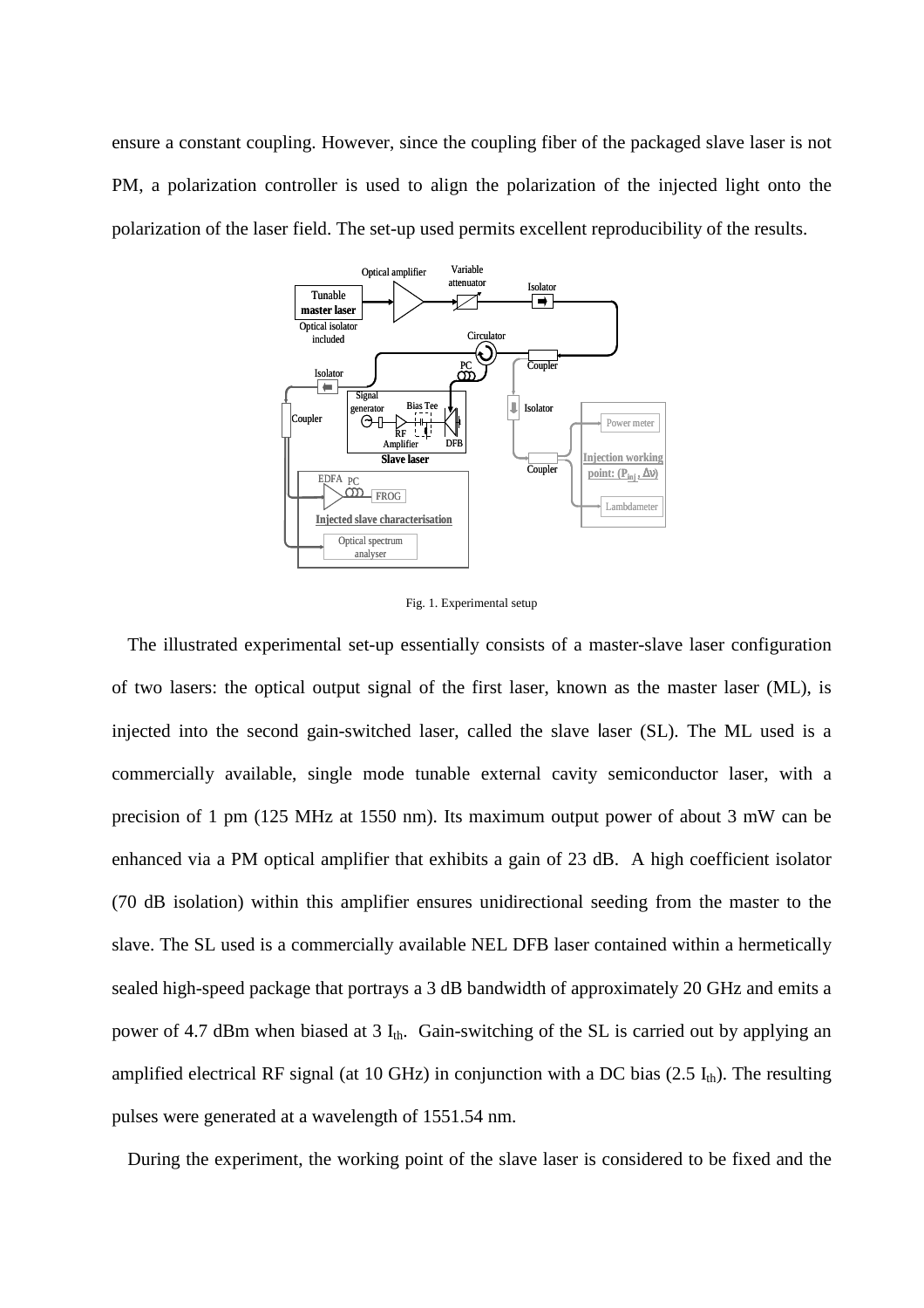ensure a constant coupling. However, since the coupling fiber of the packaged slave laser is not PM, a polarization controller is used to align the polarization of the injected light onto the polarization of the laser field. The set-up used permits excellent reproducibility of the results.

Fig. 1. Experimental setup

The illustrated experimental set-up essentially consists of a master-slave laser configuration of two lasers: the optical output signal of the first laser, known as the master laser (ML), is injected into the second gain-switched laser, called the slave laser (SL). The ML used is a commercially available, single mode tunable external cavity semiconductor laser, with a precision of 1 pm (125 MHz at 1550 nm). Its maximum output power of about 3 mW can be enhanced via a PM optical amplifier that exhibits a gain of 23 dB. A high coefficient isolator (70 dB isolation) within this amplifier ensures unidirectional seeding from the master to the slave. The SL used is a commercially available NEL DFB laser contained within a hermetically sealed high-speed package that portrays a 3 dB bandwidth of approximately 20 GHz and emits a power of 4.7 dBm when biased at 3 $I_{th}$. Gain-switching of the SL is carried out by applying an amplified electrical RF signal (at 10 GHz) in conjunction with a DC bias (2.5 $I_{th}$). The resulting pulses were generated at a wavelength of 1551.54 nm.

During the experiment, the working point of the slave laser is considered to be fixed and the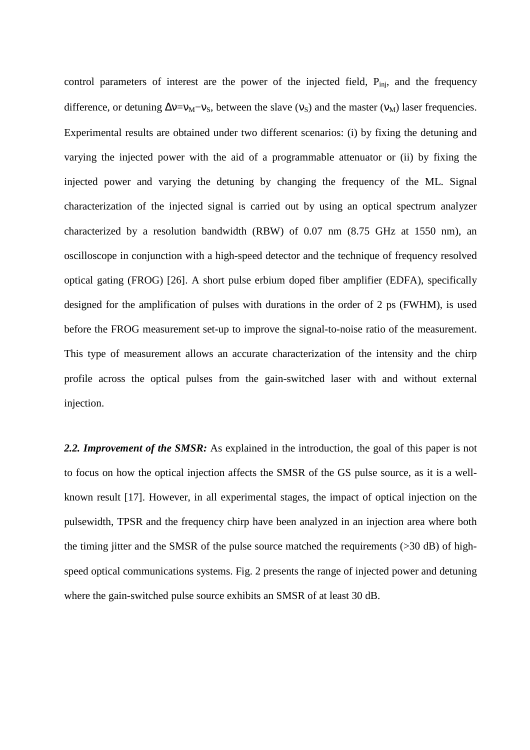control parameters of interest are the power of the injected field, $P_{inj}$, and the frequency difference, or detuning $\Delta\nu=\nu_M-\nu_S$, between the slave ($\nu_S$) and the master ($\nu_M$) laser frequencies. Experimental results are obtained under two different scenarios: (i) by fixing the detuning and varying the injected power with the aid of a programmable attenuator or (ii) by fixing the injected power and varying the detuning by changing the frequency of the ML. Signal characterization of the injected signal is carried out by using an optical spectrum analyzer characterized by a resolution bandwidth (RBW) of 0.07 nm (8.75 GHz at 1550 nm), an oscilloscope in conjunction with a high-speed detector and the technique of frequency resolved optical gating (FROG) [26]. A short pulse erbium doped fiber amplifier (EDFA), specifically designed for the amplification of pulses with durations in the order of 2 ps (FWHM), is used before the FROG measurement set-up to improve the signal-to-noise ratio of the measurement. This type of measurement allows an accurate characterization of the intensity and the chirp profile across the optical pulses from the gain-switched laser with and without external injection.

***2.2. Improvement of the SMSR:*** As explained in the introduction, the goal of this paper is not to focus on how the optical injection affects the SMSR of the GS pulse source, as it is a well-known result [17]. However, in all experimental stages, the impact of optical injection on the pulsewidth, TPSR and the frequency chirp have been analyzed in an injection area where both the timing jitter and the SMSR of the pulse source matched the requirements (>30 dB) of high-speed optical communications systems. Fig. 2 presents the range of injected power and detuning where the gain-switched pulse source exhibits an SMSR of at least 30 dB.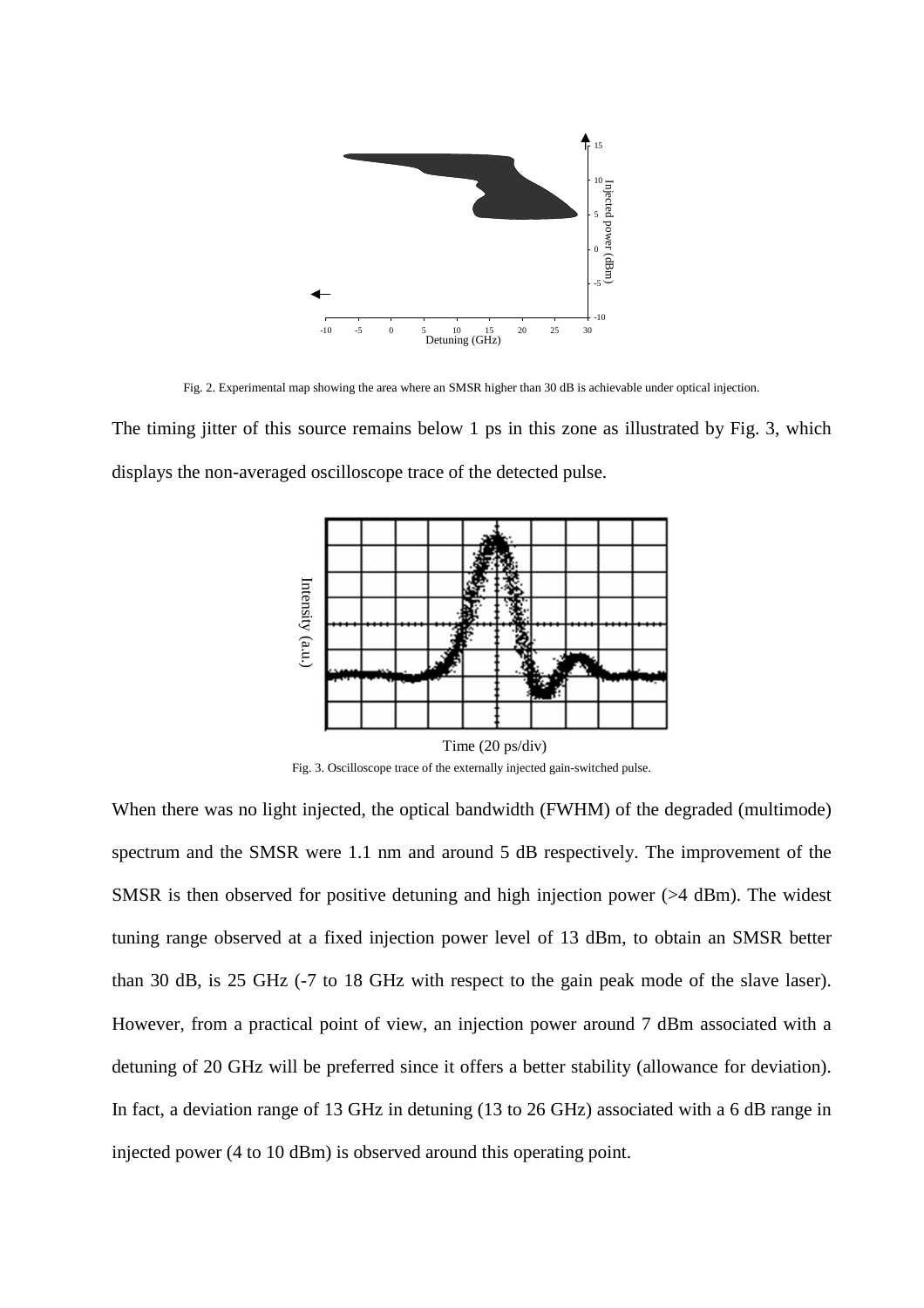Fig. 2. Experimental map showing the area where an SMSR higher than 30 dB is achievable under optical injection.

The timing jitter of this source remains below 1 ps in this zone as illustrated by Fig. 3, which displays the non-averaged oscilloscope trace of the detected pulse.

Fig. 3. Oscilloscope trace of the externally injected gain-switched pulse.

When there was no light injected, the optical bandwidth (FWHM) of the degraded (multimode) spectrum and the SMSR were 1.1 nm and around 5 dB respectively. The improvement of the SMSR is then observed for positive detuning and high injection power (>4 dBm). The widest tuning range observed at a fixed injection power level of 13 dBm, to obtain an SMSR better than 30 dB, is 25 GHz (-7 to 18 GHz with respect to the gain peak mode of the slave laser). However, from a practical point of view, an injection power around 7 dBm associated with a detuning of 20 GHz will be preferred since it offers a better stability (allowance for deviation). In fact, a deviation range of 13 GHz in detuning (13 to 26 GHz) associated with a 6 dB range in injected power (4 to 10 dBm) is observed around this operating point.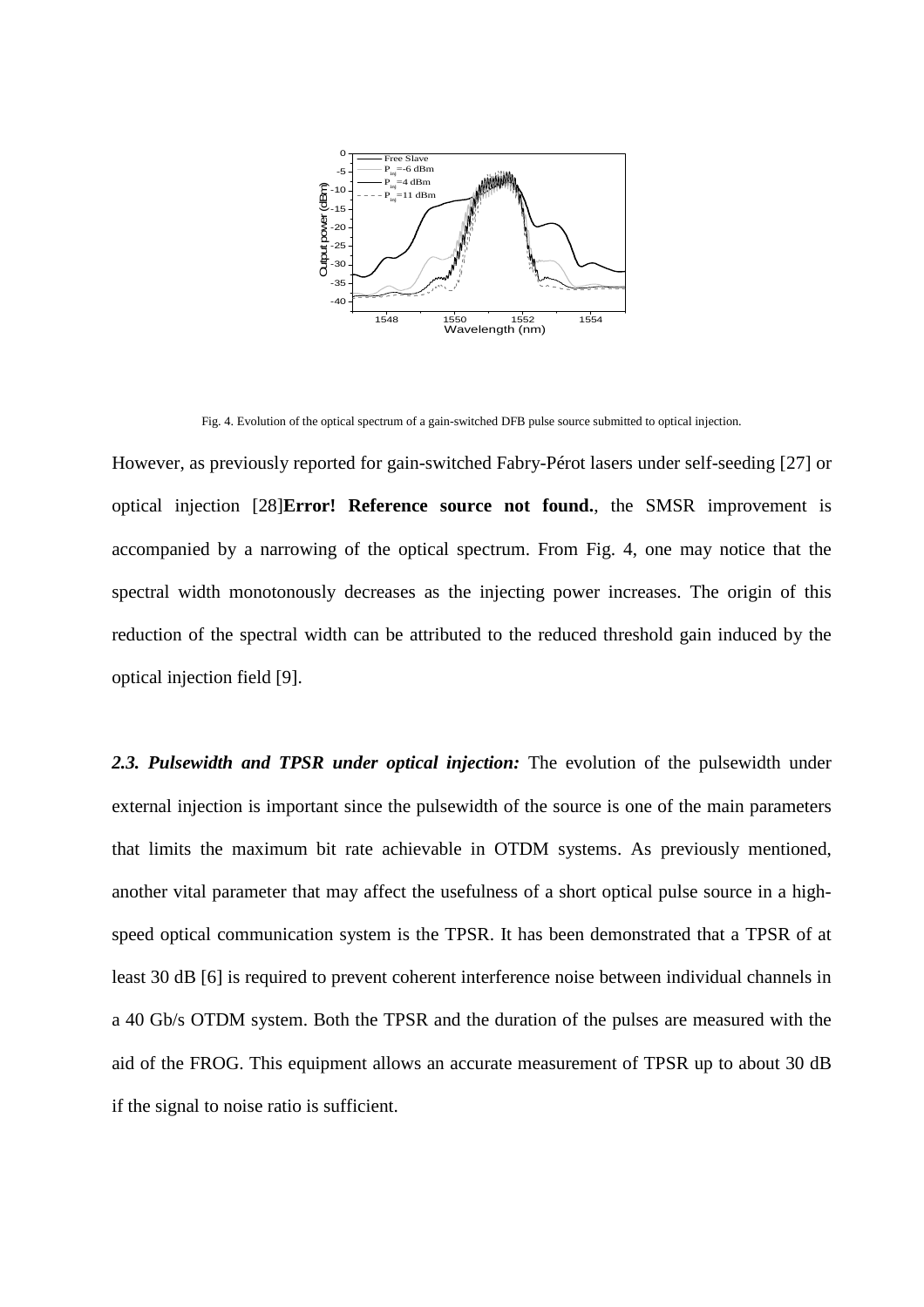Fig. 4. Evolution of the optical spectrum of a gain-switched DFB pulse source submitted to optical injection.

However, as previously reported for gain-switched Fabry-Pérot lasers under self-seeding [27] or optical injection [28]**Error! Reference source not found.**, the SMSR improvement is accompanied by a narrowing of the optical spectrum. From Fig. 4, one may notice that the spectral width monotonously decreases as the injecting power increases. The origin of this reduction of the spectral width can be attributed to the reduced threshold gain induced by the optical injection field [9].

***2.3. Pulsewidth and TPSR under optical injection:*** The evolution of the pulsewidth under external injection is important since the pulsewidth of the source is one of the main parameters that limits the maximum bit rate achievable in OTDM systems. As previously mentioned, another vital parameter that may affect the usefulness of a short optical pulse source in a high-speed optical communication system is the TPSR. It has been demonstrated that a TPSR of at least 30 dB [6] is required to prevent coherent interference noise between individual channels in a 40 Gb/s OTDM system. Both the TPSR and the duration of the pulses are measured with the aid of the FROG. This equipment allows an accurate measurement of TPSR up to about 30 dB if the signal to noise ratio is sufficient.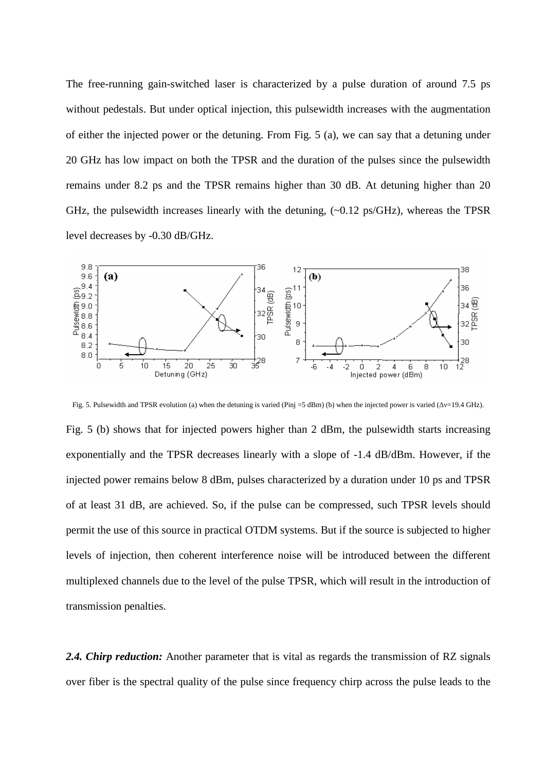The free-running gain-switched laser is characterized by a pulse duration of around 7.5 ps without pedestals. But under optical injection, this pulsewidth increases with the augmentation of either the injected power or the detuning. From Fig. 5 (a), we can say that a detuning under 20 GHz has low impact on both the TPSR and the duration of the pulses since the pulsewidth remains under 8.2 ps and the TPSR remains higher than 30 dB. At detuning higher than 20 GHz, the pulsewidth increases linearly with the detuning, (~0.12 ps/GHz), whereas the TPSR level decreases by -0.30 dB/GHz.

Fig. 5. Pulsewidth and TPSR evolution (a) when the detuning is varied (Pinj =5 dBm) (b) when the injected power is varied (Δν=19.4 GHz).

Fig. 5 (b) shows that for injected powers higher than 2 dBm, the pulsewidth starts increasing exponentially and the TPSR decreases linearly with a slope of -1.4 dB/dBm. However, if the injected power remains below 8 dBm, pulses characterized by a duration under 10 ps and TPSR of at least 31 dB, are achieved. So, if the pulse can be compressed, such TPSR levels should permit the use of this source in practical OTDM systems. But if the source is subjected to higher levels of injection, then coherent interference noise will be introduced between the different multiplexed channels due to the level of the pulse TPSR, which will result in the introduction of transmission penalties.

***2.4. Chirp reduction:*** Another parameter that is vital as regards the transmission of RZ signals over fiber is the spectral quality of the pulse since frequency chirp across the pulse leads to the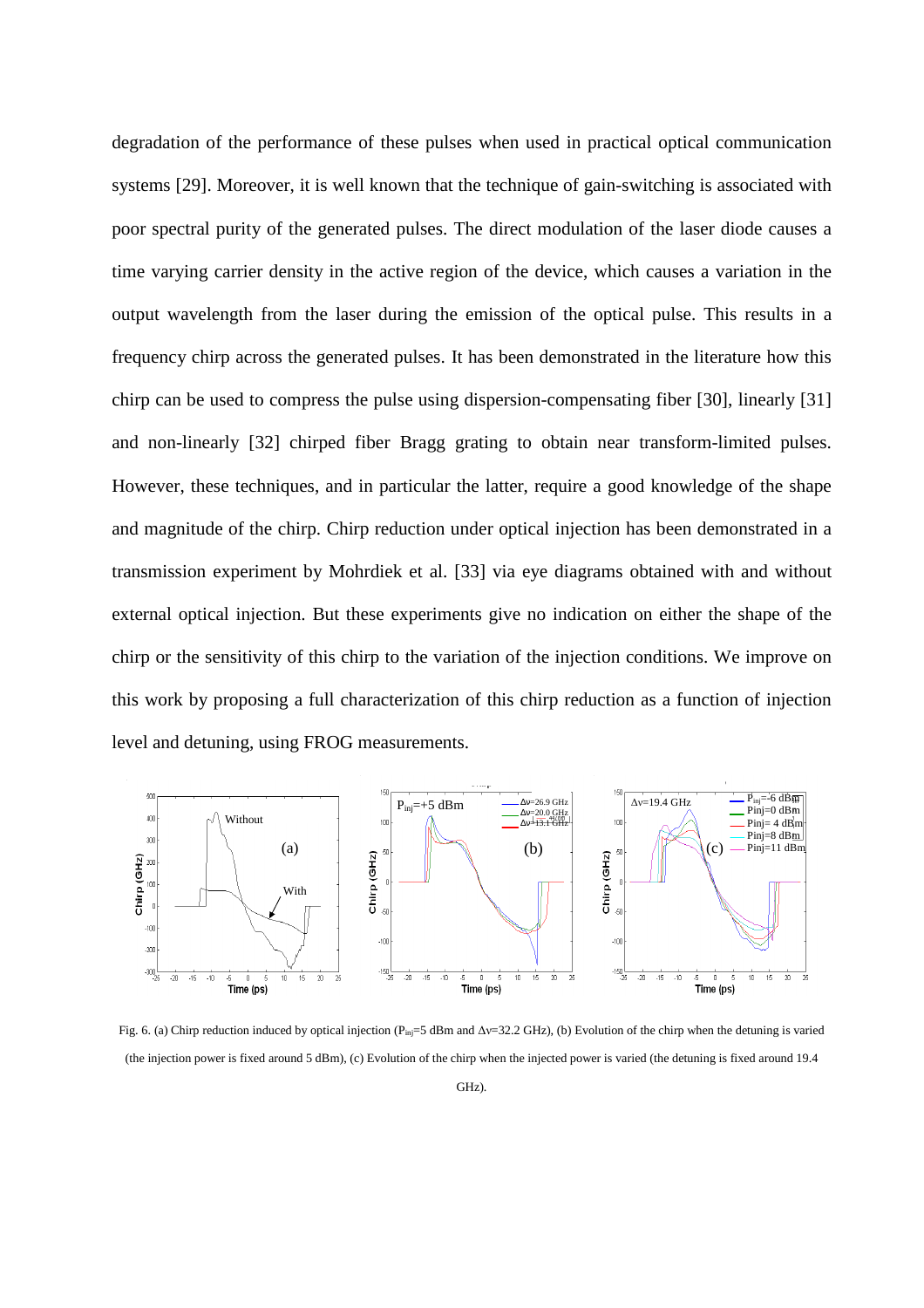degradation of the performance of these pulses when used in practical optical communication systems [29]. Moreover, it is well known that the technique of gain-switching is associated with poor spectral purity of the generated pulses. The direct modulation of the laser diode causes a time varying carrier density in the active region of the device, which causes a variation in the output wavelength from the laser during the emission of the optical pulse. This results in a frequency chirp across the generated pulses. It has been demonstrated in the literature how this chirp can be used to compress the pulse using dispersion-compensating fiber [30], linearly [31] and non-linearly [32] chirped fiber Bragg grating to obtain near transform-limited pulses. However, these techniques, and in particular the latter, require a good knowledge of the shape and magnitude of the chirp. Chirp reduction under optical injection has been demonstrated in a transmission experiment by Mohrdiek et al. [33] via eye diagrams obtained with and without external optical injection. But these experiments give no indication on either the shape of the chirp or the sensitivity of this chirp to the variation of the injection conditions. We improve on this work by proposing a full characterization of this chirp reduction as a function of injection level and detuning, using FROG measurements.

Fig. 6. (a) Chirp reduction induced by optical injection ($P_{inj}$=5 dBm and $\Delta\nu$=32.2 GHz), (b) Evolution of the chirp when the detuning is varied (the injection power is fixed around 5 dBm), (c) Evolution of the chirp when the injected power is varied (the detuning is fixed around 19.4 GHz).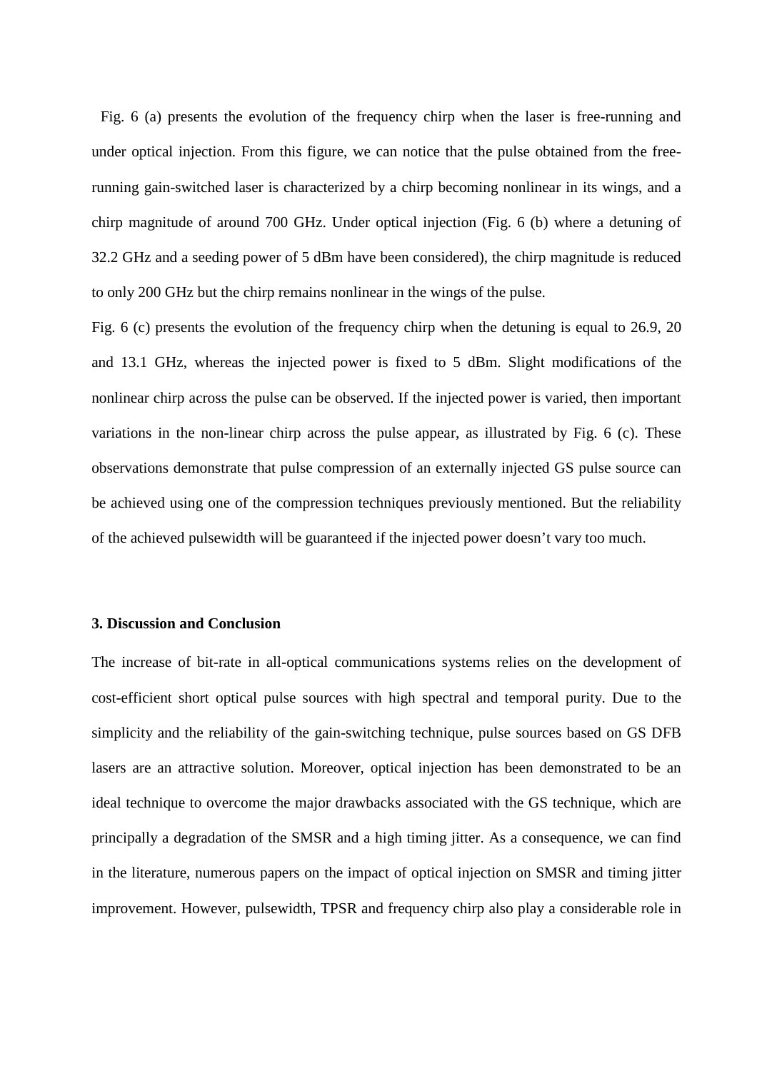Fig. 6 (a) presents the evolution of the frequency chirp when the laser is free-running and under optical injection. From this figure, we can notice that the pulse obtained from the free-running gain-switched laser is characterized by a chirp becoming nonlinear in its wings, and a chirp magnitude of around 700 GHz. Under optical injection (Fig. 6 (b) where a detuning of 32.2 GHz and a seeding power of 5 dBm have been considered), the chirp magnitude is reduced to only 200 GHz but the chirp remains nonlinear in the wings of the pulse.

Fig. 6 (c) presents the evolution of the frequency chirp when the detuning is equal to 26.9, 20 and 13.1 GHz, whereas the injected power is fixed to 5 dBm. Slight modifications of the nonlinear chirp across the pulse can be observed. If the injected power is varied, then important variations in the non-linear chirp across the pulse appear, as illustrated by Fig. 6 (c). These observations demonstrate that pulse compression of an externally injected GS pulse source can be achieved using one of the compression techniques previously mentioned. But the reliability of the achieved pulsewidth will be guaranteed if the injected power doesn't vary too much.

### 3. Discussion and Conclusion

The increase of bit-rate in all-optical communications systems relies on the development of cost-efficient short optical pulse sources with high spectral and temporal purity. Due to the simplicity and the reliability of the gain-switching technique, pulse sources based on GS DFB lasers are an attractive solution. Moreover, optical injection has been demonstrated to be an ideal technique to overcome the major drawbacks associated with the GS technique, which are principally a degradation of the SMSR and a high timing jitter. As a consequence, we can find in the literature, numerous papers on the impact of optical injection on SMSR and timing jitter improvement. However, pulsewidth, TPSR and frequency chirp also play a considerable role in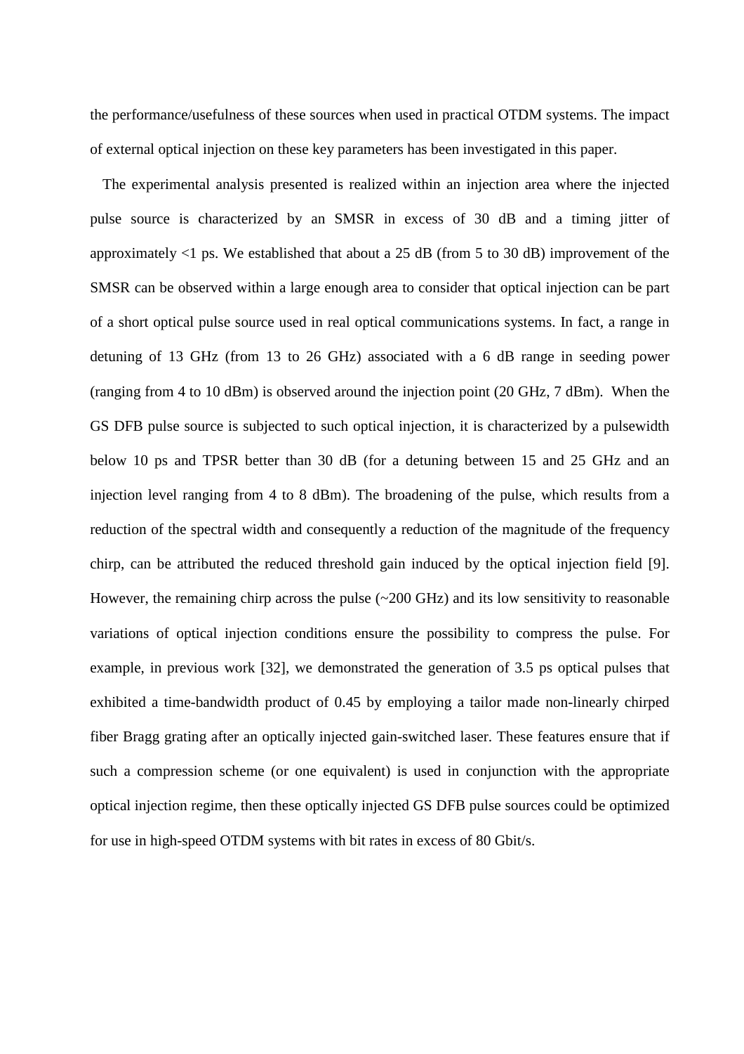the performance/usefulness of these sources when used in practical OTDM systems. The impact of external optical injection on these key parameters has been investigated in this paper.

The experimental analysis presented is realized within an injection area where the injected pulse source is characterized by an SMSR in excess of 30 dB and a timing jitter of approximately <1 ps. We established that about a 25 dB (from 5 to 30 dB) improvement of the SMSR can be observed within a large enough area to consider that optical injection can be part of a short optical pulse source used in real optical communications systems. In fact, a range in detuning of 13 GHz (from 13 to 26 GHz) associated with a 6 dB range in seeding power (ranging from 4 to 10 dBm) is observed around the injection point (20 GHz, 7 dBm). When the GS DFB pulse source is subjected to such optical injection, it is characterized by a pulsewidth below 10 ps and TPSR better than 30 dB (for a detuning between 15 and 25 GHz and an injection level ranging from 4 to 8 dBm). The broadening of the pulse, which results from a reduction of the spectral width and consequently a reduction of the magnitude of the frequency chirp, can be attributed the reduced threshold gain induced by the optical injection field [9]. However, the remaining chirp across the pulse (~200 GHz) and its low sensitivity to reasonable variations of optical injection conditions ensure the possibility to compress the pulse. For example, in previous work [32], we demonstrated the generation of 3.5 ps optical pulses that exhibited a time-bandwidth product of 0.45 by employing a tailor made non-linearly chirped fiber Bragg grating after an optically injected gain-switched laser. These features ensure that if such a compression scheme (or one equivalent) is used in conjunction with the appropriate optical injection regime, then these optically injected GS DFB pulse sources could be optimized for use in high-speed OTDM systems with bit rates in excess of 80 Gbit/s.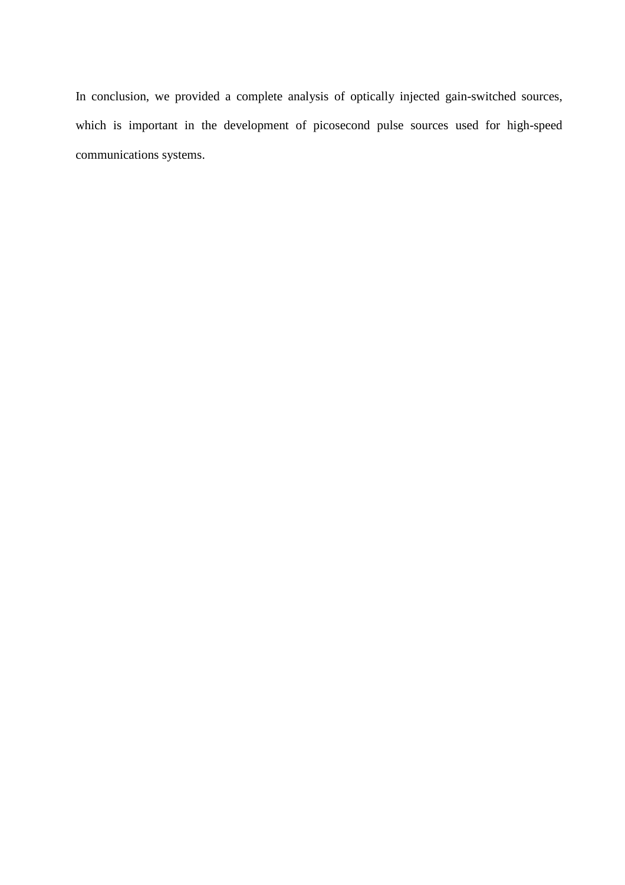In conclusion, we provided a complete analysis of optically injected gain-switched sources, which is important in the development of picosecond pulse sources used for high-speed communications systems.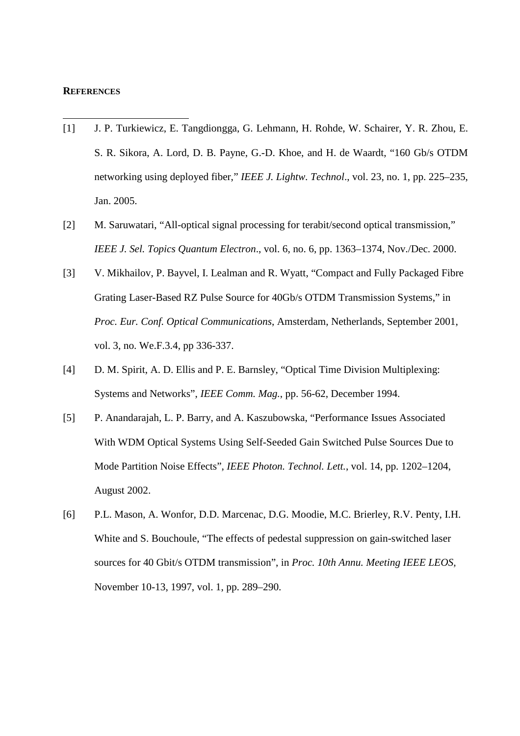## REFERENCES

[1] J. P. Turkiewicz, E. Tangdiongga, G. Lehmann, H. Rohde, W. Schairer, Y. R. Zhou, E. S. R. Sikora, A. Lord, D. B. Payne, G.-D. Khoe, and H. de Waardt, “160 Gb/s OTDM networking using deployed fiber,” *IEEE J. Lightw. Technol*., vol. 23, no. 1, pp. 225–235, Jan. 2005.

[2] M. Saruwatari, “All-optical signal processing for terabit/second optical transmission,” *IEEE J. Sel. Topics Quantum Electron*., vol. 6, no. 6, pp. 1363–1374, Nov./Dec. 2000.

[3] V. Mikhailov, P. Bayvel, I. Lealman and R. Wyatt, “Compact and Fully Packaged Fibre Grating Laser-Based RZ Pulse Source for 40Gb/s OTDM Transmission Systems,” in *Proc. Eur. Conf. Optical Communications*, Amsterdam, Netherlands, September 2001, vol. 3, no. We.F.3.4, pp 336-337.

[4] D. M. Spirit, A. D. Ellis and P. E. Barnsley, “Optical Time Division Multiplexing: Systems and Networks”, *IEEE Comm. Mag.*, pp. 56-62, December 1994.

[5] P. Anandarajah, L. P. Barry, and A. Kaszubowska, “Performance Issues Associated With WDM Optical Systems Using Self-Seeded Gain Switched Pulse Sources Due to Mode Partition Noise Effects”, *IEEE Photon. Technol. Lett.*, vol. 14, pp. 1202–1204, August 2002.

[6] P.L. Mason, A. Wonfor, D.D. Marcenac, D.G. Moodie, M.C. Brierley, R.V. Penty, I.H. White and S. Bouchoule, “The effects of pedestal suppression on gain-switched laser sources for 40 Gbit/s OTDM transmission”, in *Proc. 10th Annu. Meeting IEEE LEOS,* November 10-13, 1997, vol. 1, pp. 289–290.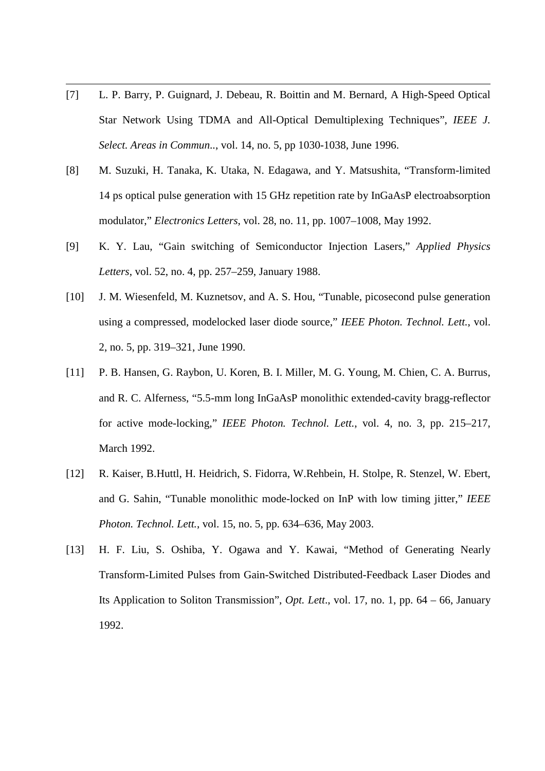[7] L. P. Barry, P. Guignard, J. Debeau, R. Boittin and M. Bernard, A High-Speed Optical Star Network Using TDMA and All-Optical Demultiplexing Techniques", *IEEE J. Select. Areas in Commun..*, vol. 14, no. 5, pp 1030-1038, June 1996.

[8] M. Suzuki, H. Tanaka, K. Utaka, N. Edagawa, and Y. Matsushita, "Transform-limited 14 ps optical pulse generation with 15 GHz repetition rate by InGaAsP electroabsorption modulator," *Electronics Letters*, vol. 28, no. 11, pp. 1007–1008, May 1992.

[9] K. Y. Lau, "Gain switching of Semiconductor Injection Lasers," *Applied Physics Letters*, vol. 52, no. 4, pp. 257–259, January 1988.

[10] J. M. Wiesenfeld, M. Kuznetsov, and A. S. Hou, "Tunable, picosecond pulse generation using a compressed, modelocked laser diode source," *IEEE Photon. Technol. Lett.*, vol. 2, no. 5, pp. 319–321, June 1990.

[11] P. B. Hansen, G. Raybon, U. Koren, B. I. Miller, M. G. Young, M. Chien, C. A. Burrus, and R. C. Alferness, "5.5-mm long InGaAsP monolithic extended-cavity bragg-reflector for active mode-locking," *IEEE Photon. Technol. Lett.*, vol. 4, no. 3, pp. 215–217, March 1992.

[12] R. Kaiser, B.Huttl, H. Heidrich, S. Fidorra, W.Rehbein, H. Stolpe, R. Stenzel, W. Ebert, and G. Sahin, "Tunable monolithic mode-locked on InP with low timing jitter," *IEEE Photon. Technol. Lett.*, vol. 15, no. 5, pp. 634–636, May 2003.

[13] H. F. Liu, S. Oshiba, Y. Ogawa and Y. Kawai, "Method of Generating Nearly Transform-Limited Pulses from Gain-Switched Distributed-Feedback Laser Diodes and Its Application to Soliton Transmission", *Opt. Lett*., vol. 17, no. 1, pp. 64 – 66, January 1992.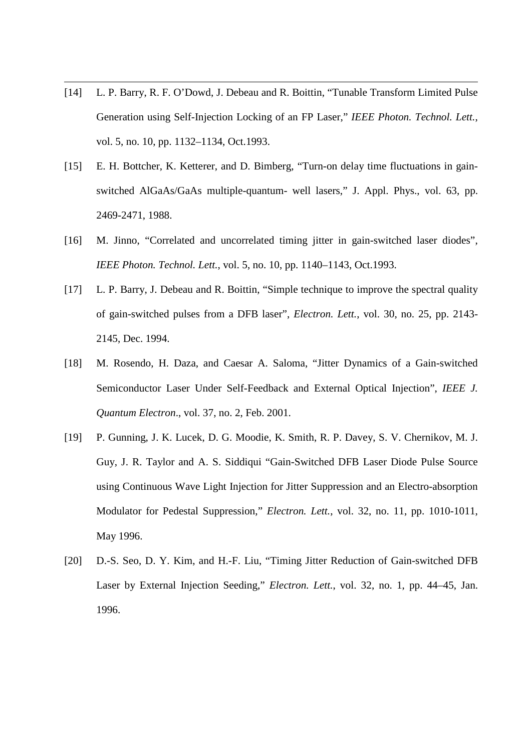[14] L. P. Barry, R. F. O'Dowd, J. Debeau and R. Boittin, "Tunable Transform Limited Pulse Generation using Self-Injection Locking of an FP Laser," *IEEE Photon. Technol. Lett.*, vol. 5, no. 10, pp. 1132–1134, Oct.1993.

[15] E. H. Bottcher, K. Ketterer, and D. Bimberg, "Turn-on delay time fluctuations in gain-switched AlGaAs/GaAs multiple-quantum- well lasers," J. Appl. Phys., vol. 63, pp. 2469-2471, 1988.

[16] M. Jinno, "Correlated and uncorrelated timing jitter in gain-switched laser diodes", *IEEE Photon. Technol. Lett.*, vol. 5, no. 10, pp. 1140–1143, Oct.1993.

[17] L. P. Barry, J. Debeau and R. Boittin, "Simple technique to improve the spectral quality of gain-switched pulses from a DFB laser", *Electron. Lett.*, vol. 30, no. 25, pp. 2143-2145, Dec. 1994.

[18] M. Rosendo, H. Daza, and Caesar A. Saloma, "Jitter Dynamics of a Gain-switched Semiconductor Laser Under Self-Feedback and External Optical Injection", *IEEE J. Quantum Electron*., vol. 37, no. 2, Feb. 2001.

[19] P. Gunning, J. K. Lucek, D. G. Moodie, K. Smith, R. P. Davey, S. V. Chernikov, M. J. Guy, J. R. Taylor and A. S. Siddiqui "Gain-Switched DFB Laser Diode Pulse Source using Continuous Wave Light Injection for Jitter Suppression and an Electro-absorption Modulator for Pedestal Suppression," *Electron. Lett.*, vol. 32, no. 11, pp. 1010-1011, May 1996.

[20] D.-S. Seo, D. Y. Kim, and H.-F. Liu, "Timing Jitter Reduction of Gain-switched DFB Laser by External Injection Seeding," *Electron. Lett.*, vol. 32, no. 1, pp. 44–45, Jan. 1996.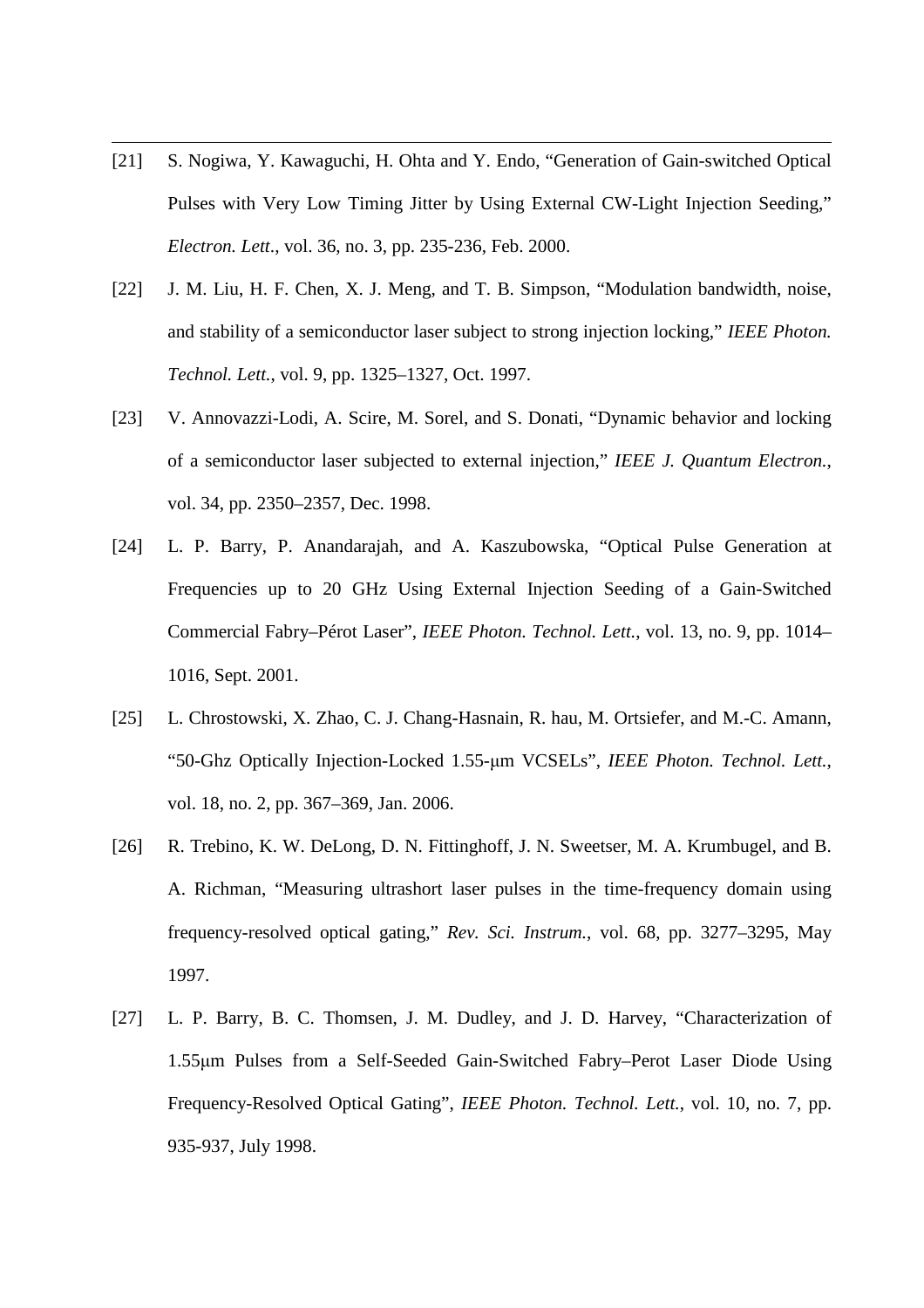[21] S. Nogiwa, Y. Kawaguchi, H. Ohta and Y. Endo, "Generation of Gain-switched Optical Pulses with Very Low Timing Jitter by Using External CW-Light Injection Seeding," *Electron. Lett*., vol. 36, no. 3, pp. 235-236, Feb. 2000.

[22] J. M. Liu, H. F. Chen, X. J. Meng, and T. B. Simpson, "Modulation bandwidth, noise, and stability of a semiconductor laser subject to strong injection locking," *IEEE Photon. Technol. Lett.*, vol. 9, pp. 1325–1327, Oct. 1997.

[23] V. Annovazzi-Lodi, A. Scire, M. Sorel, and S. Donati, "Dynamic behavior and locking of a semiconductor laser subjected to external injection," *IEEE J. Quantum Electron.*, vol. 34, pp. 2350–2357, Dec. 1998.

[24] L. P. Barry, P. Anandarajah, and A. Kaszubowska, "Optical Pulse Generation at Frequencies up to 20 GHz Using External Injection Seeding of a Gain-Switched Commercial Fabry–Pérot Laser", *IEEE Photon. Technol. Lett.*, vol. 13, no. 9, pp. 1014–1016, Sept. 2001.

[25] L. Chrostowski, X. Zhao, C. J. Chang-Hasnain, R. hau, M. Ortsiefer, and M.-C. Amann, "50-Ghz Optically Injection-Locked 1.55-μm VCSELs", *IEEE Photon. Technol. Lett.*, vol. 18, no. 2, pp. 367–369, Jan. 2006.

[26] R. Trebino, K. W. DeLong, D. N. Fittinghoff, J. N. Sweetser, M. A. Krumbugel, and B. A. Richman, "Measuring ultrashort laser pulses in the time-frequency domain using frequency-resolved optical gating," *Rev. Sci. Instrum.*, vol. 68, pp. 3277–3295, May 1997.

[27] L. P. Barry, B. C. Thomsen, J. M. Dudley, and J. D. Harvey, "Characterization of 1.55μm Pulses from a Self-Seeded Gain-Switched Fabry–Perot Laser Diode Using Frequency-Resolved Optical Gating", *IEEE Photon. Technol. Lett.*, vol. 10, no. 7, pp. 935-937, July 1998.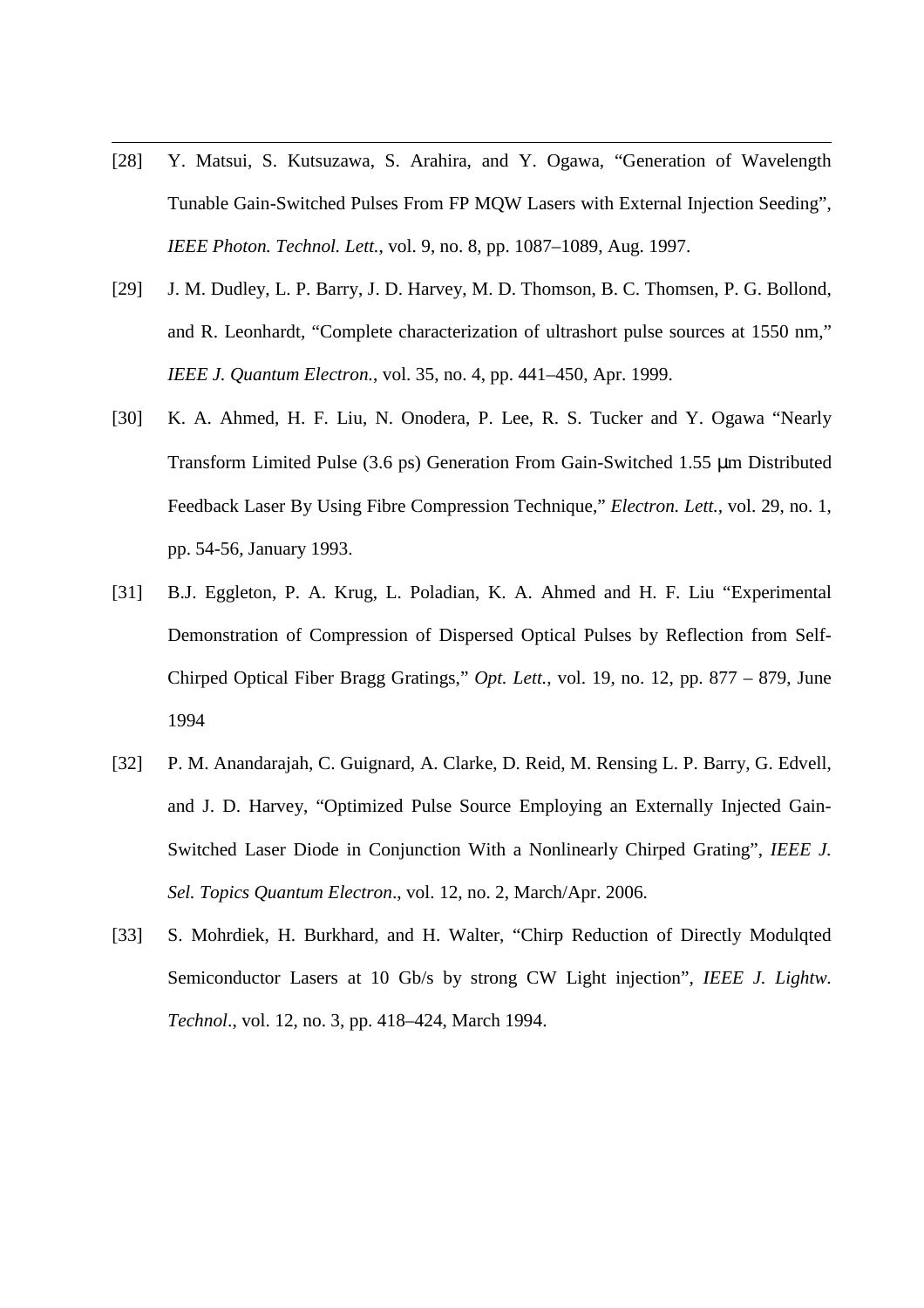[28] Y. Matsui, S. Kutsuzawa, S. Arahira, and Y. Ogawa, "Generation of Wavelength Tunable Gain-Switched Pulses From FP MQW Lasers with External Injection Seeding", *IEEE Photon. Technol. Lett.*, vol. 9, no. 8, pp. 1087–1089, Aug. 1997.

[29] J. M. Dudley, L. P. Barry, J. D. Harvey, M. D. Thomson, B. C. Thomsen, P. G. Bollond, and R. Leonhardt, "Complete characterization of ultrashort pulse sources at 1550 nm," *IEEE J. Quantum Electron.*, vol. 35, no. 4, pp. 441–450, Apr. 1999.

[30] K. A. Ahmed, H. F. Liu, N. Onodera, P. Lee, R. S. Tucker and Y. Ogawa "Nearly Transform Limited Pulse (3.6 ps) Generation From Gain-Switched 1.55 μm Distributed Feedback Laser By Using Fibre Compression Technique," *Electron. Lett.*, vol. 29, no. 1, pp. 54-56, January 1993.

[31] B.J. Eggleton, P. A. Krug, L. Poladian, K. A. Ahmed and H. F. Liu "Experimental Demonstration of Compression of Dispersed Optical Pulses by Reflection from Self-Chirped Optical Fiber Bragg Gratings," *Opt. Lett.*, vol. 19, no. 12, pp. 877 – 879, June 1994

[32] P. M. Anandarajah, C. Guignard, A. Clarke, D. Reid, M. Rensing L. P. Barry, G. Edvell, and J. D. Harvey, "Optimized Pulse Source Employing an Externally Injected Gain-Switched Laser Diode in Conjunction With a Nonlinearly Chirped Grating", *IEEE J. Sel. Topics Quantum Electron*., vol. 12, no. 2, March/Apr. 2006.

[33] S. Mohrdiek, H. Burkhard, and H. Walter, "Chirp Reduction of Directly Modulqted Semiconductor Lasers at 10 Gb/s by strong CW Light injection", *IEEE J. Lightw. Technol*., vol. 12, no. 3, pp. 418–424, March 1994.